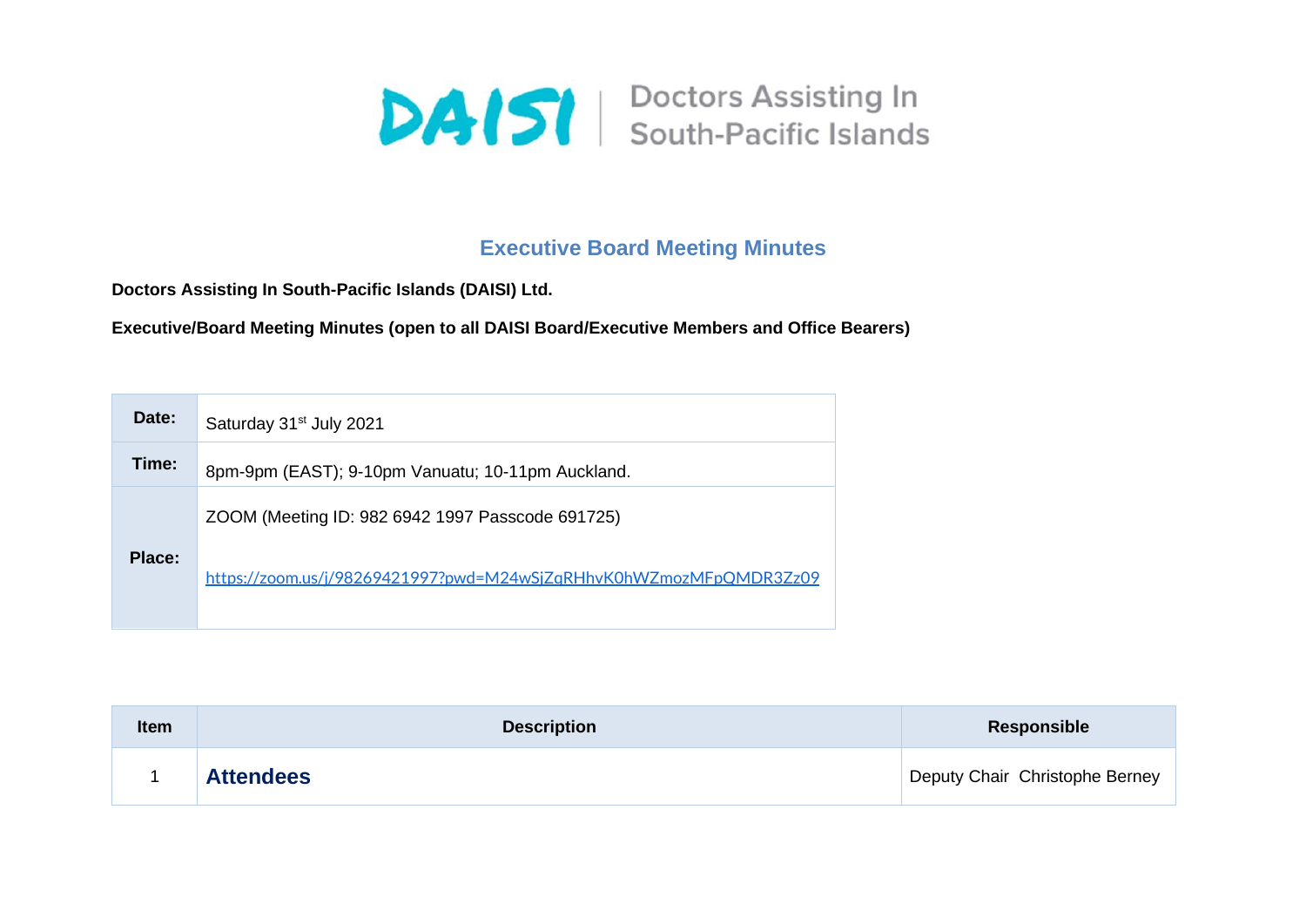DAISI | Doctors Assisting In South-Pacific Islands

# Executive Board Meeting Minutes

**Doctors Assisting In South-Pacific Islands (DAISI) Ltd.**

**Executive/Board Meeting Minutes (open to all DAISI Board/Executive Members and Office Bearers)**

| | |
|---|---|
| **Date:** | Saturday 31st July 2021 |
| **Time:** | 8pm-9pm (EAST); 9-10pm Vanuatu; 10-11pm Auckland. |
| **Place:** | ZOOM (Meeting ID: 982 6942 1997 Passcode 691725)<br><br>https://zoom.us/j/98269421997?pwd=M24wSjZqRHhvK0hWZmozMFpQMDR3Zz09 |

| Item | Description | Responsible |
|---|---|---|
| 1 | **Attendees** | Deputy Chair Christophe Berney |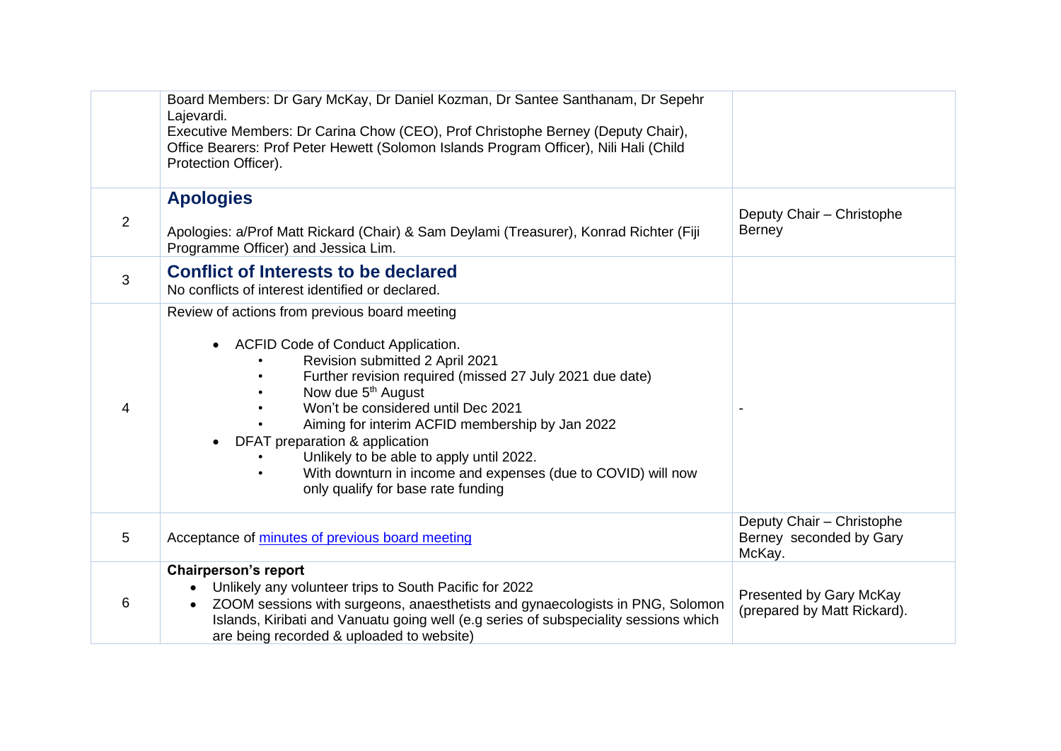| | | |
|---|---|---|
| | Board Members: Dr Gary McKay, Dr Daniel Kozman, Dr Santee Santhanam, Dr Sepehr Lajevardi.<br>Executive Members: Dr Carina Chow (CEO), Prof Christophe Berney (Deputy Chair),<br>Office Bearers: Prof Peter Hewett (Solomon Islands Program Officer), Nili Hali (Child Protection Officer). | |
| 2 | **Apologies**<br><br>Apologies: a/Prof Matt Rickard (Chair) & Sam Deylami (Treasurer), Konrad Richter (Fiji Programme Officer) and Jessica Lim. | Deputy Chair – Christophe Berney |
| 3 | **Conflict of Interests to be declared**<br>No conflicts of interest identified or declared. | |
| 4 | Review of actions from previous board meeting<br><br>• ACFID Code of Conduct Application.<br>&nbsp;&nbsp;&nbsp;&nbsp;• Revision submitted 2 April 2021<br>&nbsp;&nbsp;&nbsp;&nbsp;• Further revision required (missed 27 July 2021 due date)<br>&nbsp;&nbsp;&nbsp;&nbsp;• Now due 5th August<br>&nbsp;&nbsp;&nbsp;&nbsp;• Won't be considered until Dec 2021<br>&nbsp;&nbsp;&nbsp;&nbsp;• Aiming for interim ACFID membership by Jan 2022<br>• DFAT preparation & application<br>&nbsp;&nbsp;&nbsp;&nbsp;• Unlikely to be able to apply until 2022.<br>&nbsp;&nbsp;&nbsp;&nbsp;• With downturn in income and expenses (due to COVID) will now only qualify for base rate funding | - |
| 5 | Acceptance of minutes of previous board meeting | Deputy Chair – Christophe Berney seconded by Gary McKay. |
| 6 | **Chairperson's report**<br>• Unlikely any volunteer trips to South Pacific for 2022<br>• ZOOM sessions with surgeons, anaesthetists and gynaecologists in PNG, Solomon Islands, Kiribati and Vanuatu going well (e.g series of subspeciality sessions which are being recorded & uploaded to website) | Presented by Gary McKay (prepared by Matt Rickard). |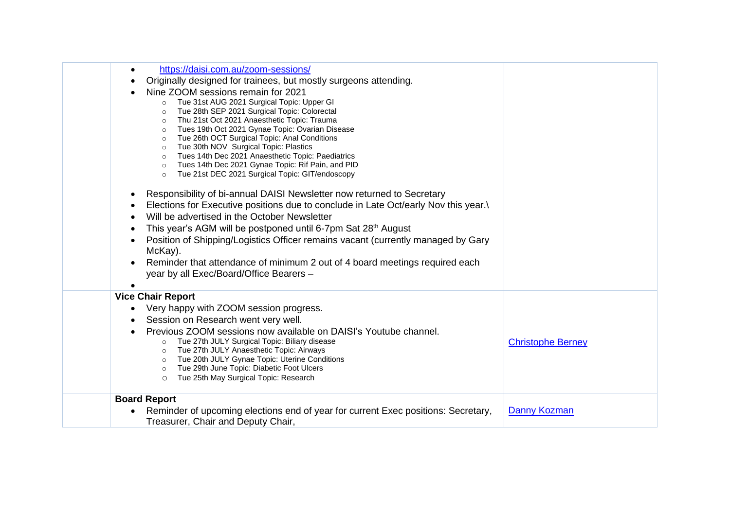| | Content | Responsible |
|---|---|---|
| | • https://daisi.com.au/zoom-sessions/<br>• Originally designed for trainees, but mostly surgeons attending.<br>• Nine ZOOM sessions remain for 2021<br>  ○ Tue 31st AUG 2021 Surgical Topic: Upper GI<br>  ○ Tue 28th SEP 2021 Surgical Topic: Colorectal<br>  ○ Thu 21st Oct 2021 Anaesthetic Topic: Trauma<br>  ○ Tues 19th Oct 2021 Gynae Topic: Ovarian Disease<br>  ○ Tue 26th OCT Surgical Topic: Anal Conditions<br>  ○ Tue 30th NOV Surgical Topic: Plastics<br>  ○ Tues 14th Dec 2021 Anaesthetic Topic: Paediatrics<br>  ○ Tues 14th Dec 2021 Gynae Topic: Rif Pain, and PID<br>  ○ Tue 21st DEC 2021 Surgical Topic: GIT/endoscopy<br><br>• Responsibility of bi-annual DAISI Newsletter now returned to Secretary<br>• Elections for Executive positions due to conclude in Late Oct/early Nov this year.\<br>• Will be advertised in the October Newsletter<br>• This year's AGM will be postponed until 6-7pm Sat 28th August<br>• Position of Shipping/Logistics Officer remains vacant (currently managed by Gary McKay).<br>• Reminder that attendance of minimum 2 out of 4 board meetings required each year by all Exec/Board/Office Bearers –<br>• | |
| | **Vice Chair Report**<br>• Very happy with ZOOM session progress.<br>• Session on Research went very well.<br>• Previous ZOOM sessions now available on DAISI's Youtube channel.<br>  ○ Tue 27th JULY Surgical Topic: Biliary disease<br>  ○ Tue 27th JULY Anaesthetic Topic: Airways<br>  ○ Tue 20th JULY Gynae Topic: Uterine Conditions<br>  ○ Tue 29th June Topic: Diabetic Foot Ulcers<br>  ○ Tue 25th May Surgical Topic: Research | Christophe Berney |
| | **Board Report**<br>• Reminder of upcoming elections end of year for current Exec positions: Secretary, Treasurer, Chair and Deputy Chair, | Danny Kozman |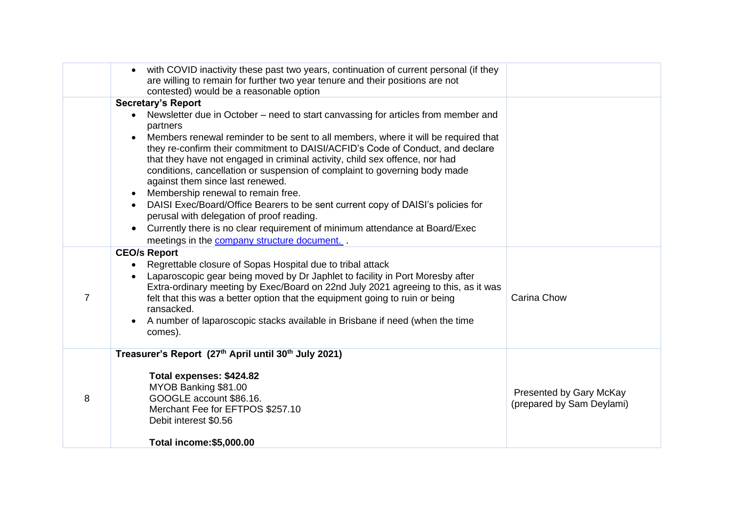| | | |
|---|---|---|
| | • with COVID inactivity these past two years, continuation of current personal (if they are willing to remain for further two year tenure and their positions are not contested) would be a reasonable option | |
| | **Secretary's Report**<br>• Newsletter due in October – need to start canvassing for articles from member and partners<br>• Members renewal reminder to be sent to all members, where it will be required that they re-confirm their commitment to DAISI/ACFID's Code of Conduct, and declare that they have not engaged in criminal activity, child sex offence, nor had conditions, cancellation or suspension of complaint to governing body made against them since last renewed.<br>• Membership renewal to remain free.<br>• DAISI Exec/Board/Office Bearers to be sent current copy of DAISI's policies for perusal with delegation of proof reading.<br>• Currently there is no clear requirement of minimum attendance at Board/Exec meetings in the company structure document. . | |
| 7 | **CEO/s Report**<br>• Regrettable closure of Sopas Hospital due to tribal attack<br>• Laparoscopic gear being moved by Dr Japhlet to facility in Port Moresby after Extra-ordinary meeting by Exec/Board on 22nd July 2021 agreeing to this, as it was felt that this was a better option that the equipment going to ruin or being ransacked.<br>• A number of laparoscopic stacks available in Brisbane if need (when the time comes). | Carina Chow |
| 8 | **Treasurer's Report (27th April until 30th July 2021)**<br><br>**Total expenses: $424.82**<br>MYOB Banking $81.00<br>GOOGLE account $86.16.<br>Merchant Fee for EFTPOS $257.10<br>Debit interest $0.56<br><br>**Total income:$5,000.00** | Presented by Gary McKay (prepared by Sam Deylami) |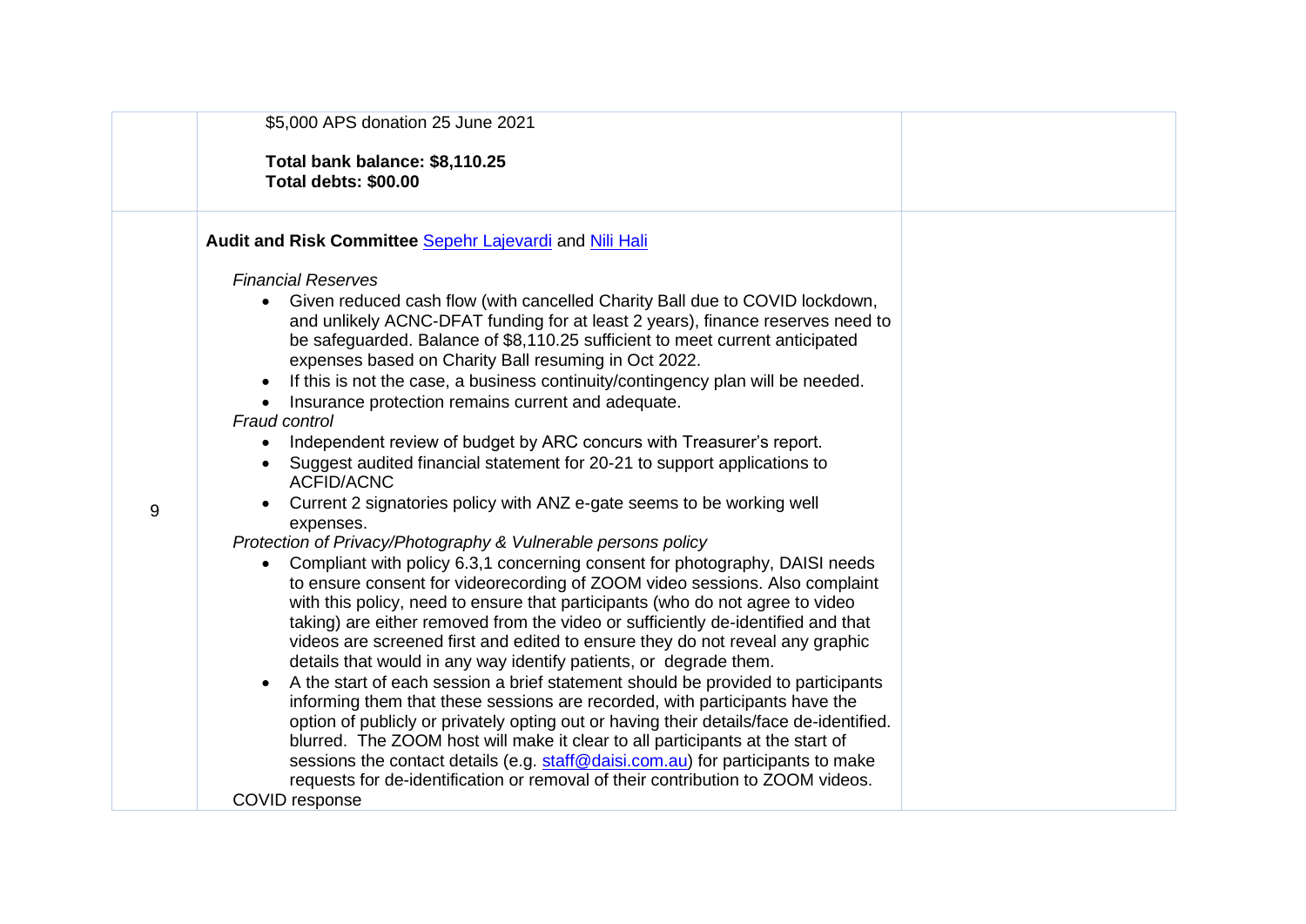| | | |
|---|---|---|
| | $5,000 APS donation 25 June 2021<br><br>**Total bank balance: $8,110.25**<br>**Total debts: $00.00** | |
| 9 | **Audit and Risk Committee** [Sepehr Lajevardi]() and [Nili Hali]()<br><br>*Financial Reserves*<br>• Given reduced cash flow (with cancelled Charity Ball due to COVID lockdown, and unlikely ACNC-DFAT funding for at least 2 years), finance reserves need to be safeguarded. Balance of $8,110.25 sufficient to meet current anticipated expenses based on Charity Ball resuming in Oct 2022.<br>• If this is not the case, a business continuity/contingency plan will be needed.<br>• Insurance protection remains current and adequate.<br>*Fraud control*<br>• Independent review of budget by ARC concurs with Treasurer's report.<br>• Suggest audited financial statement for 20-21 to support applications to ACFID/ACNC<br>• Current 2 signatories policy with ANZ e-gate seems to be working well expenses.<br>*Protection of Privacy/Photography & Vulnerable persons policy*<br>• Compliant with policy 6.3,1 concerning consent for photography, DAISI needs to ensure consent for videorecording of ZOOM video sessions. Also complaint with this policy, need to ensure that participants (who do not agree to video taking) are either removed from the video or sufficiently de-identified and that videos are screened first and edited to ensure they do not reveal any graphic details that would in any way identify patients, or degrade them.<br>• A the start of each session a brief statement should be provided to participants informing them that these sessions are recorded, with participants have the option of publicly or privately opting out or having their details/face de-identified. blurred. The ZOOM host will make it clear to all participants at the start of sessions the contact details (e.g. [staff@daisi.com.au](mailto:staff@daisi.com.au)) for participants to make requests for de-identification or removal of their contribution to ZOOM videos.<br>COVID response | |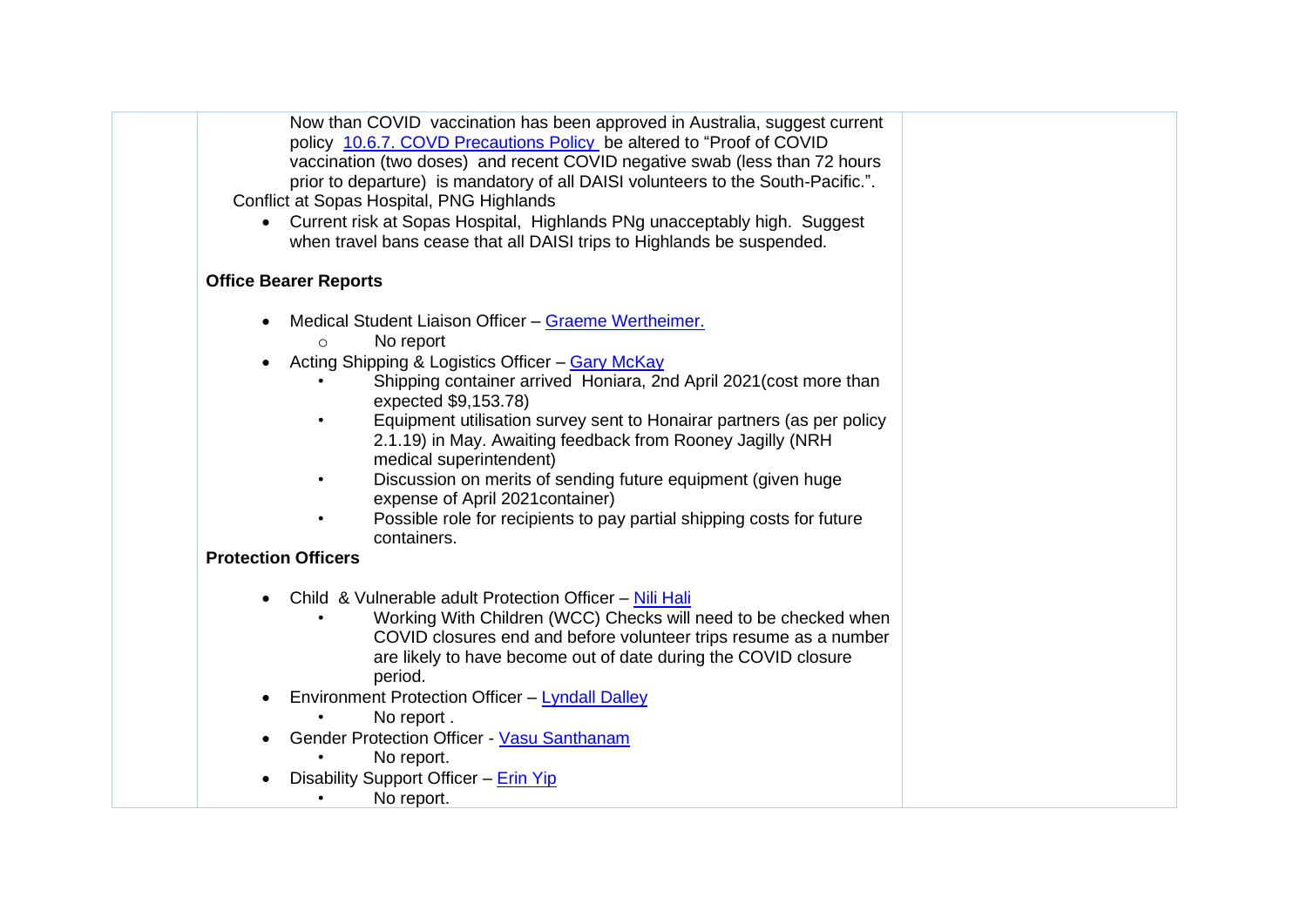Now than COVID vaccination has been approved in Australia, suggest current policy [10.6.7. COVD Precautions Policy ]() be altered to "Proof of COVID vaccination (two doses) and recent COVID negative swab (less than 72 hours prior to departure) is mandatory of all DAISI volunteers to the South-Pacific.".

Conflict at Sopas Hospital, PNG Highlands

- Current risk at Sopas Hospital, Highlands PNg unacceptably high. Suggest when travel bans cease that all DAISI trips to Highlands be suspended.

**Office Bearer Reports**

- Medical Student Liaison Officer – Graeme Wertheimer.
  - No report
- Acting Shipping & Logistics Officer – Gary McKay
  - Shipping container arrived Honiara, 2nd April 2021(cost more than expected $9,153.78)
  - Equipment utilisation survey sent to Honairar partners (as per policy 2.1.19) in May. Awaiting feedback from Rooney Jagilly (NRH medical superintendent)
  - Discussion on merits of sending future equipment (given huge expense of April 2021container)
  - Possible role for recipients to pay partial shipping costs for future containers.

**Protection Officers**

- Child & Vulnerable adult Protection Officer – Nili Hali
  - Working With Children (WCC) Checks will need to be checked when COVID closures end and before volunteer trips resume as a number are likely to have become out of date during the COVID closure period.
- Environment Protection Officer – Lyndall Dalley
  - No report .
- Gender Protection Officer - Vasu Santhanam
  - No report.
- Disability Support Officer – Erin Yip
  - No report.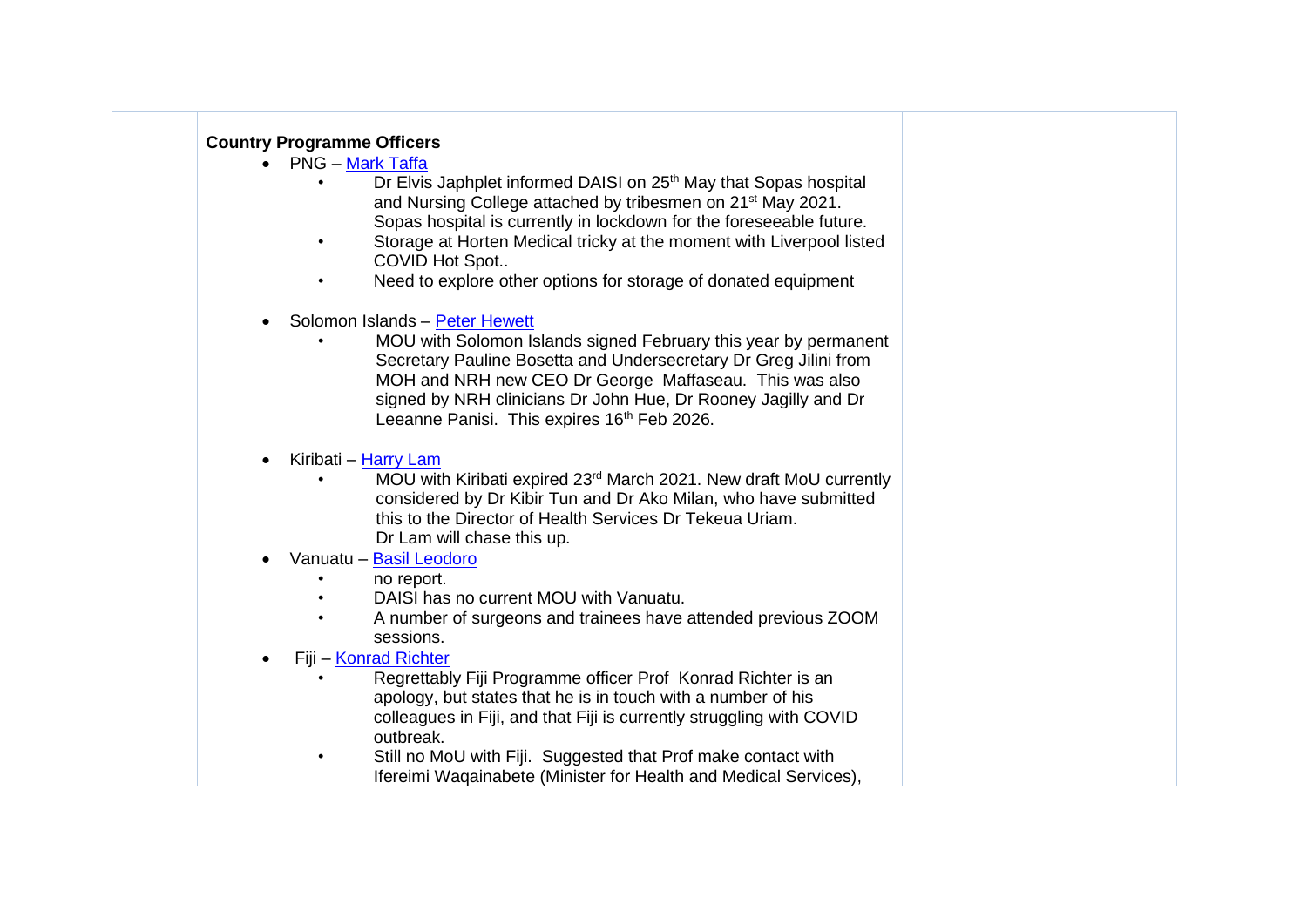**Country Programme Officers**

- PNG – [Mark Taffa]
  - Dr Elvis Japhplet informed DAISI on 25th May that Sopas hospital and Nursing College attached by tribesmen on 21st May 2021. Sopas hospital is currently in lockdown for the foreseeable future.
  - Storage at Horten Medical tricky at the moment with Liverpool listed COVID Hot Spot..
  - Need to explore other options for storage of donated equipment

- Solomon Islands – [Peter Hewett]
  - MOU with Solomon Islands signed February this year by permanent Secretary Pauline Bosetta and Undersecretary Dr Greg Jilini from MOH and NRH new CEO Dr George Maffaseau. This was also signed by NRH clinicians Dr John Hue, Dr Rooney Jagilly and Dr Leeanne Panisi. This expires 16th Feb 2026.

- Kiribati – [Harry Lam]
  - MOU with Kiribati expired 23rd March 2021. New draft MoU currently considered by Dr Kibir Tun and Dr Ako Milan, who have submitted this to the Director of Health Services Dr Tekeua Uriam. Dr Lam will chase this up.
- Vanuatu – [Basil Leodoro]
  - no report.
  - DAISI has no current MOU with Vanuatu.
  - A number of surgeons and trainees have attended previous ZOOM sessions.
- Fiji – [Konrad Richter]
  - Regrettably Fiji Programme officer Prof Konrad Richter is an apology, but states that he is in touch with a number of his colleagues in Fiji, and that Fiji is currently struggling with COVID outbreak.
  - Still no MoU with Fiji. Suggested that Prof make contact with Ifereimi Waqainabete (Minister for Health and Medical Services),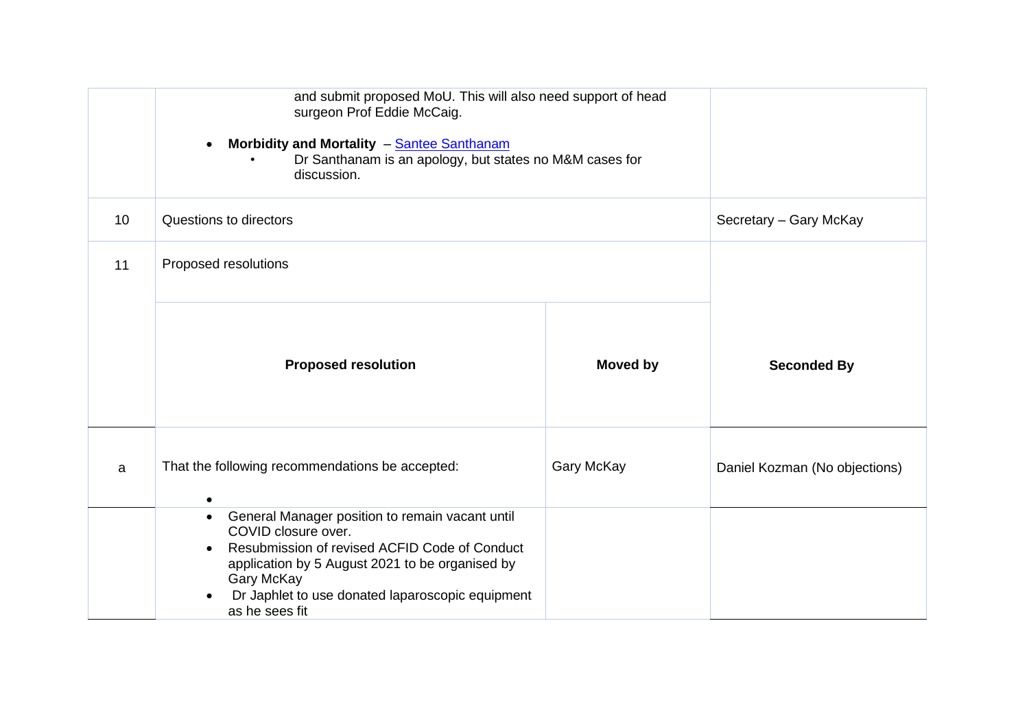| | | |
|---|---|---|
| | and submit proposed MoU. This will also need support of head surgeon Prof Eddie McCaig.<br><br>• **Morbidity and Mortality** – [Santee Santhanam]()<br>  • Dr Santhanam is an apology, but states no M&M cases for discussion. | |
| 10 | Questions to directors | Secretary – Gary McKay |
| 11 | Proposed resolutions | |

| | **Proposed resolution** | **Moved by** | **Seconded By** |
|---|---|---|---|
| a | That the following recommendations be accepted:<br><br>• | Gary McKay | Daniel Kozman (No objections) |
| | • General Manager position to remain vacant until COVID closure over.<br>• Resubmission of revised ACFID Code of Conduct application by 5 August 2021 to be organised by Gary McKay<br>• Dr Japhlet to use donated laparoscopic equipment as he sees fit | | |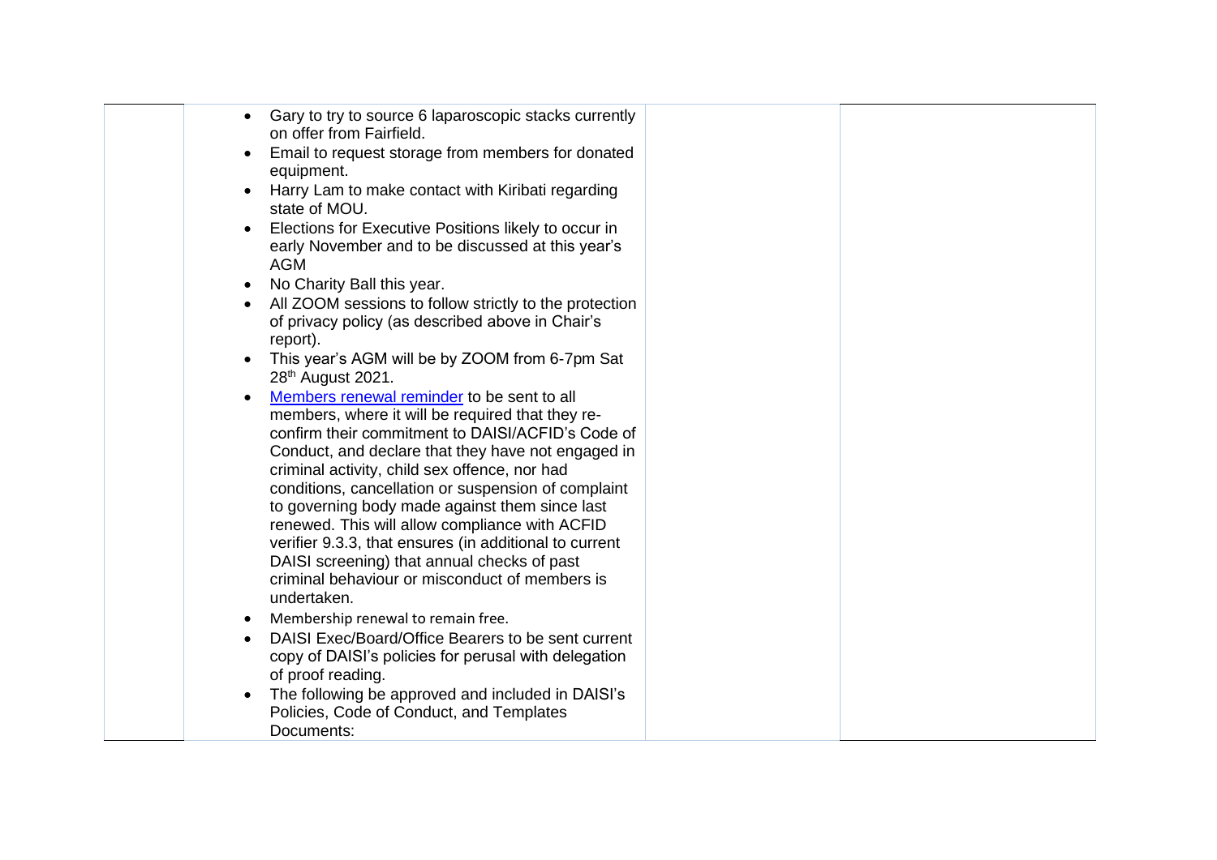| | | | |
|---|---|---|---|
| | <ul><li>Gary to try to source 6 laparoscopic stacks currently on offer from Fairfield.</li><li>Email to request storage from members for donated equipment.</li><li>Harry Lam to make contact with Kiribati regarding state of MOU.</li><li>Elections for Executive Positions likely to occur in early November and to be discussed at this year's AGM</li><li>No Charity Ball this year.</li><li>All ZOOM sessions to follow strictly to the protection of privacy policy (as described above in Chair's report).</li><li>This year's AGM will be by ZOOM from 6-7pm Sat 28th August 2021.</li><li>Members renewal reminder to be sent to all members, where it will be required that they re-confirm their commitment to DAISI/ACFID's Code of Conduct, and declare that they have not engaged in criminal activity, child sex offence, nor had conditions, cancellation or suspension of complaint to governing body made against them since last renewed. This will allow compliance with ACFID verifier 9.3.3, that ensures (in additional to current DAISI screening) that annual checks of past criminal behaviour or misconduct of members is undertaken.</li><li>Membership renewal to remain free.</li><li>DAISI Exec/Board/Office Bearers to be sent current copy of DAISI's policies for perusal with delegation of proof reading.</li><li>The following be approved and included in DAISI's Policies, Code of Conduct, and Templates Documents:</li></ul> | | |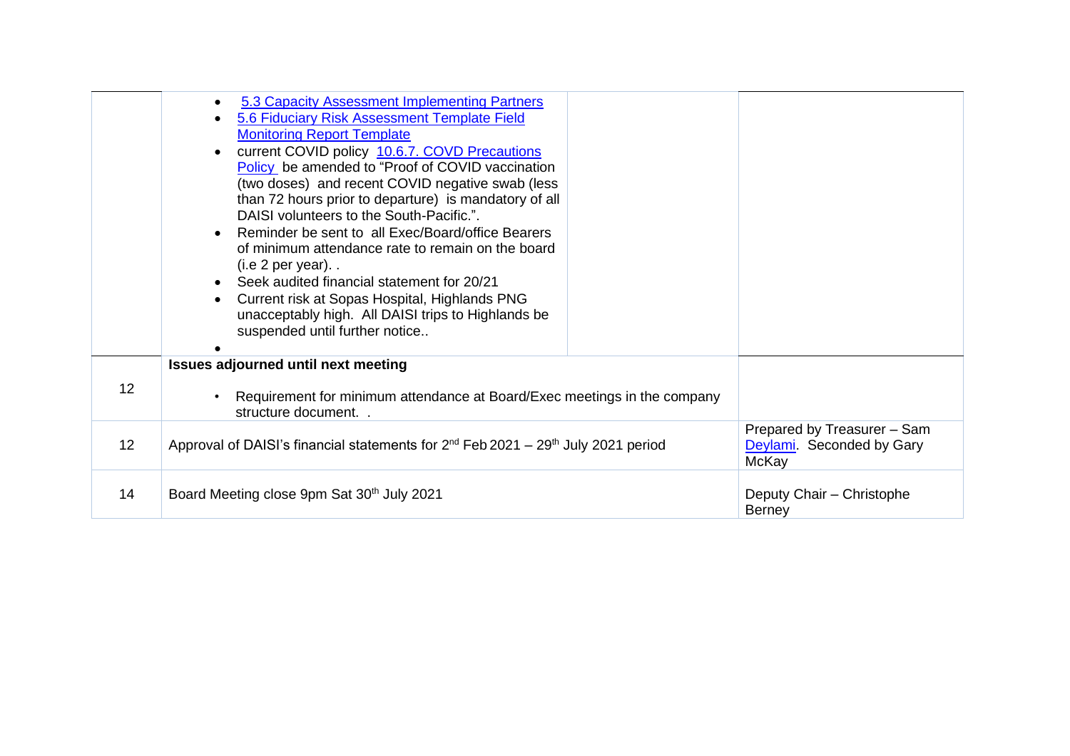| | | |
|---|---|---|
| | • [5.3 Capacity Assessment Implementing Partners](#)<br>• [5.6 Fiduciary Risk Assessment Template Field Monitoring Report Template](#)<br>• current COVID policy [10.6.7. COVD Precautions Policy](#) be amended to "Proof of COVID vaccination (two doses) and recent COVID negative swab (less than 72 hours prior to departure) is mandatory of all DAISI volunteers to the South-Pacific.".<br>• Reminder be sent to all Exec/Board/office Bearers of minimum attendance rate to remain on the board (i.e 2 per year). .<br>• Seek audited financial statement for 20/21<br>• Current risk at Sopas Hospital, Highlands PNG unacceptably high. All DAISI trips to Highlands be suspended until further notice..<br>• | |
| 12 | **Issues adjourned until next meeting**<br>• Requirement for minimum attendance at Board/Exec meetings in the company structure document. . | |
| 12 | Approval of DAISI's financial statements for 2nd Feb 2021 – 29th July 2021 period | Prepared by Treasurer – Sam Deylami. Seconded by Gary McKay |
| 14 | Board Meeting close 9pm Sat 30th July 2021 | Deputy Chair – Christophe Berney |